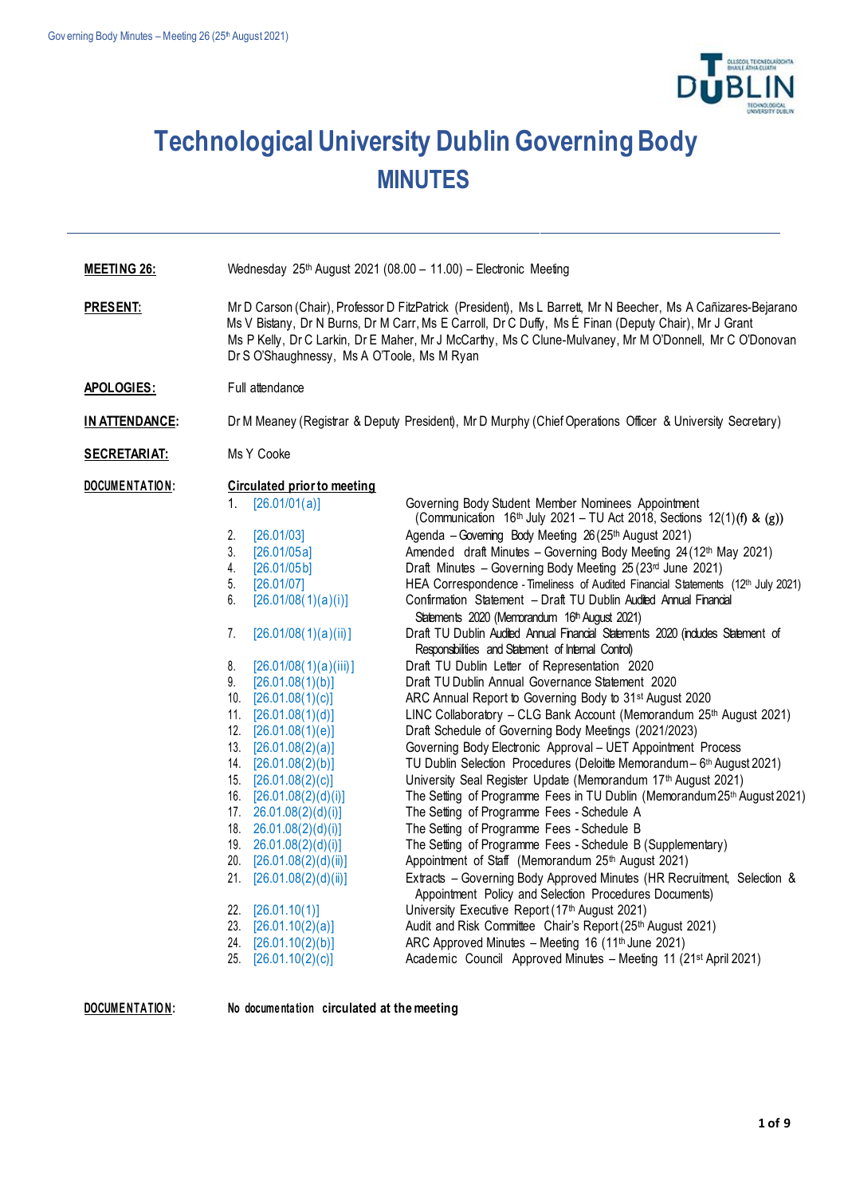# Technological University Dublin Governing Body

## MINUTES

---

| | |
|---|---|
| **MEETING 26:** | Wednesday 25th August 2021 (08.00 – 11.00) – Electronic Meeting |
| **PRESENT:** | Mr D Carson (Chair), Professor D FitzPatrick (President), Ms L Barrett, Mr N Beecher, Ms A Cañizares-Bejarano Ms V Bistany, Dr N Burns, Dr M Carr, Ms E Carroll, Dr C Duffy, Ms É Finan (Deputy Chair), Mr J Grant Ms P Kelly, Dr C Larkin, Dr E Maher, Mr J McCarthy, Ms C Clune-Mulvaney, Mr M O'Donnell, Mr C O'Donovan Dr S O'Shaughnessy, Ms A O'Toole, Ms M Ryan |
| **APOLOGIES:** | Full attendance |
| **IN ATTENDANCE:** | Dr M Meaney (Registrar & Deputy President), Mr D Murphy (Chief Operations Officer & University Secretary) |
| **SECRETARIAT:** | Ms Y Cooke |

**DOCUMENTATION:**

**Circulated prior to meeting**

| No. | Reference | Document |
|---|---|---|
| 1. | [26.01/01(a)] | Governing Body Student Member Nominees Appointment (Communication 16th July 2021 – TU Act 2018, Sections 12(1)(f) & (g)) |
| 2. | [26.01/03] | Agenda – Governing Body Meeting 26 (25th August 2021) |
| 3. | [26.01/05a] | Amended draft Minutes – Governing Body Meeting 24 (12th May 2021) |
| 4. | [26.01/05b] | Draft Minutes – Governing Body Meeting 25 (23rd June 2021) |
| 5. | [26.01/07] | HEA Correspondence - Timeliness of Audited Financial Statements (12th July 2021) |
| 6. | [26.01/08(1)(a)(i)] | Confirmation Statement – Draft TU Dublin Audited Annual Financial Statements 2020 (Memorandum 16th August 2021) |
| 7. | [26.01/08(1)(a)(ii)] | Draft TU Dublin Audited Annual Financial Statements 2020 (includes Statement of Responsibilities and Statement of Internal Control) |
| 8. | [26.01/08(1)(a)(iii)] | Draft TU Dublin Letter of Representation 2020 |
| 9. | [26.01.08(1)(b)] | Draft TU Dublin Annual Governance Statement 2020 |
| 10. | [26.01.08(1)(c)] | ARC Annual Report to Governing Body to 31st August 2020 |
| 11. | [26.01.08(1)(d)] | LINC Collaboratory – CLG Bank Account (Memorandum 25th August 2021) |
| 12. | [26.01.08(1)(e)] | Draft Schedule of Governing Body Meetings (2021/2023) |
| 13. | [26.01.08(2)(a)] | Governing Body Electronic Approval – UET Appointment Process |
| 14. | [26.01.08(2)(b)] | TU Dublin Selection Procedures (Deloitte Memorandum – 6th August 2021) |
| 15. | [26.01.08(2)(c)] | University Seal Register Update (Memorandum 17th August 2021) |
| 16. | [26.01.08(2)(d)(i)] | The Setting of Programme Fees in TU Dublin (Memorandum 25th August 2021) |
| 17. | 26.01.08(2)(d)(i)] | The Setting of Programme Fees - Schedule A |
| 18. | 26.01.08(2)(d)(i)] | The Setting of Programme Fees - Schedule B |
| 19. | 26.01.08(2)(d)(i)] | The Setting of Programme Fees - Schedule B (Supplementary) |
| 20. | [26.01.08(2)(d)(ii)] | Appointment of Staff (Memorandum 25th August 2021) |
| 21. | [26.01.08(2)(d)(ii)] | Extracts – Governing Body Approved Minutes (HR Recruitment, Selection & Appointment Policy and Selection Procedures Documents) |
| 22. | [26.01.10(1)] | University Executive Report (17th August 2021) |
| 23. | [26.01.10(2)(a)] | Audit and Risk Committee Chair's Report (25th August 2021) |
| 24. | [26.01.10(2)(b)] | ARC Approved Minutes – Meeting 16 (11th June 2021) |
| 25. | [26.01.10(2)(c)] | Academic Council Approved Minutes – Meeting 11 (21st April 2021) |

**DOCUMENTATION:** **No documentation circulated at the meeting**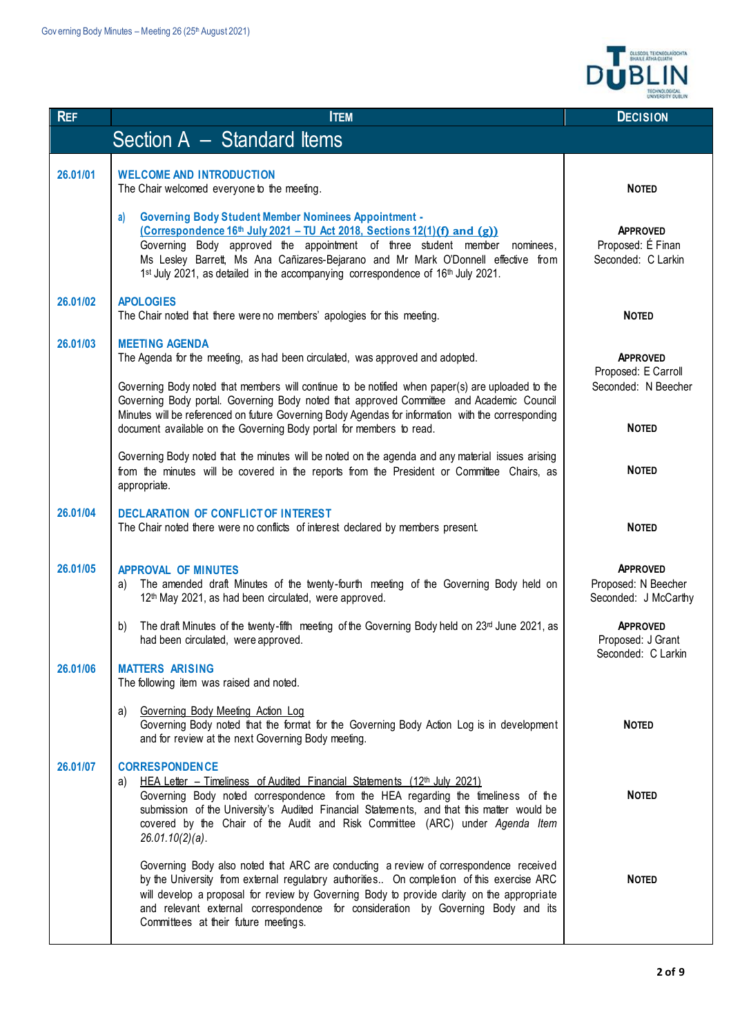| REF | ITEM | DECISION |
|---|---|---|
| | **Section A – Standard Items** | |
| 26.01/01 | **WELCOME AND INTRODUCTION**<br>The Chair welcomed everyone to the meeting. | **NOTED** |
| | a) **Governing Body Student Member Nominees Appointment - (Correspondence 16th July 2021 – TU Act 2018, Sections 12(1)(f) and (g))**<br>Governing Body approved the appointment of three student member nominees, Ms Lesley Barrett, Ms Ana Cañizares-Bejarano and Mr Mark O'Donnell effective from 1st July 2021, as detailed in the accompanying correspondence of 16th July 2021. | **APPROVED**<br>Proposed: É Finan<br>Seconded: C Larkin |
| 26.01/02 | **APOLOGIES**<br>The Chair noted that there were no members' apologies for this meeting. | **NOTED** |
| 26.01/03 | **MEETING AGENDA**<br>The Agenda for the meeting, as had been circulated, was approved and adopted. | **APPROVED**<br>Proposed: E Carroll<br>Seconded: N Beecher |
| | Governing Body noted that members will continue to be notified when paper(s) are uploaded to the Governing Body portal. Governing Body noted that approved Committee and Academic Council Minutes will be referenced on future Governing Body Agendas for information with the corresponding document available on the Governing Body portal for members to read. | **NOTED** |
| | Governing Body noted that the minutes will be noted on the agenda and any material issues arising from the minutes will be covered in the reports from the President or Committee Chairs, as appropriate. | **NOTED** |
| 26.01/04 | **DECLARATION OF CONFLICT OF INTEREST**<br>The Chair noted there were no conflicts of interest declared by members present. | **NOTED** |
| 26.01/05 | **APPROVAL OF MINUTES**<br>a) The amended draft Minutes of the twenty-fourth meeting of the Governing Body held on 12th May 2021, as had been circulated, were approved. | **APPROVED**<br>Proposed: N Beecher<br>Seconded: J McCarthy |
| | b) The draft Minutes of the twenty-fifth meeting of the Governing Body held on 23rd June 2021, as had been circulated, were approved. | **APPROVED**<br>Proposed: J Grant<br>Seconded: C Larkin |
| 26.01/06 | **MATTERS ARISING**<br>The following item was raised and noted.<br><br>a) Governing Body Meeting Action Log<br>Governing Body noted that the format for the Governing Body Action Log is in development and for review at the next Governing Body meeting. | **NOTED** |
| 26.01/07 | **CORRESPONDENCE**<br>a) HEA Letter – Timeliness of Audited Financial Statements (12th July 2021)<br>Governing Body noted correspondence from the HEA regarding the timeliness of the submission of the University's Audited Financial Statements, and that this matter would be covered by the Chair of the Audit and Risk Committee (ARC) under *Agenda Item 26.01.10(2)(a)*. | **NOTED** |
| | Governing Body also noted that ARC are conducting a review of correspondence received by the University from external regulatory authorities.. On completion of this exercise ARC will develop a proposal for review by Governing Body to provide clarity on the appropriate and relevant external correspondence for consideration by Governing Body and its Committees at their future meetings. | **NOTED** |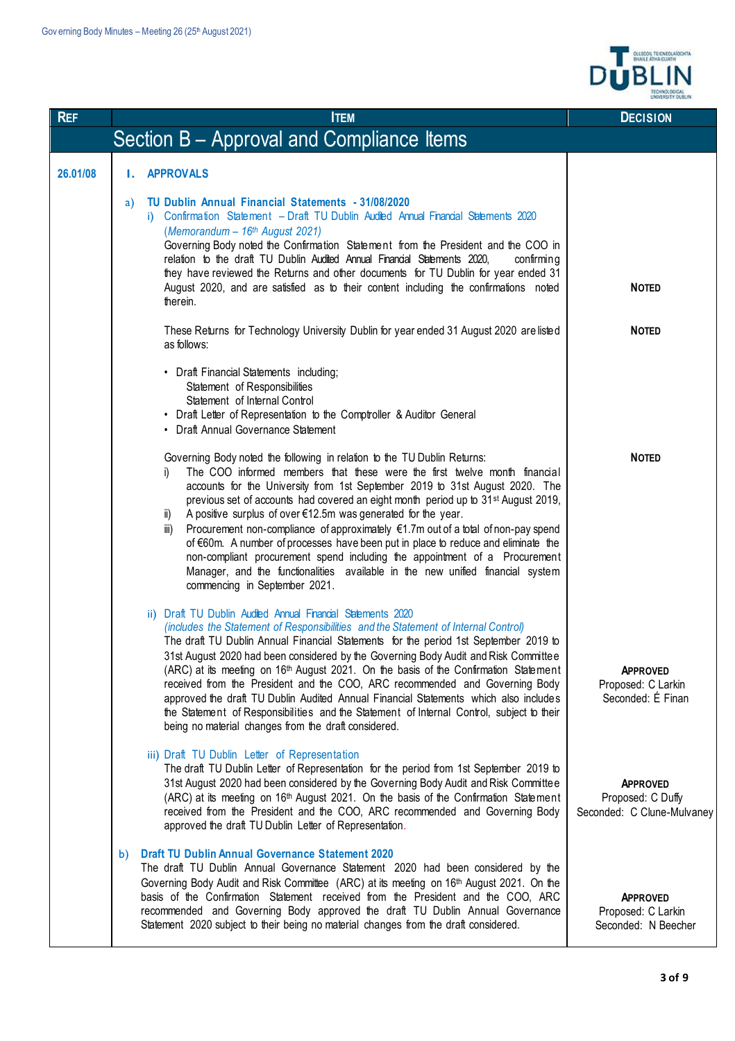| REF | ITEM | DECISION |
|---|---|---|
| | **Section B – Approval and Compliance Items** | |
| **26.01/08** | **I. APPROVALS** | |
| | **a) TU Dublin Annual Financial Statements - 31/08/2020** | |
| | i) Confirmation Statement – Draft TU Dublin Audited Annual Financial Statements 2020 *(Memorandum – 16th August 2021)* Governing Body noted the Confirmation Statement from the President and the COO in relation to the draft TU Dublin Audited Annual Financial Statements 2020, confirming they have reviewed the Returns and other documents for TU Dublin for year ended 31 August 2020, and are satisfied as to their content including the confirmations noted therein. | **NOTED** |
| | These Returns for Technology University Dublin for year ended 31 August 2020 are listed as follows: | **NOTED** |
| | • Draft Financial Statements including; Statement of Responsibilities; Statement of Internal Control • Draft Letter of Representation to the Comptroller & Auditor General • Draft Annual Governance Statement | |
| | Governing Body noted the following in relation to the TU Dublin Returns: i) The COO informed members that these were the first twelve month financial accounts for the University from 1st September 2019 to 31st August 2020. The previous set of accounts had covered an eight month period up to 31st August 2019, ii) A positive surplus of over €12.5m was generated for the year. iii) Procurement non-compliance of approximately €1.7m out of a total of non-pay spend of €60m. A number of processes have been put in place to reduce and eliminate the non-compliant procurement spend including the appointment of a Procurement Manager, and the functionalities available in the new unified financial system commencing in September 2021. | **NOTED** |
| | ii) Draft TU Dublin Audited Annual Financial Statements 2020 *(includes the Statement of Responsibilities and the Statement of Internal Control)* The draft TU Dublin Annual Financial Statements for the period 1st September 2019 to 31st August 2020 had been considered by the Governing Body Audit and Risk Committee (ARC) at its meeting on 16th August 2021. On the basis of the Confirmation Statement received from the President and the COO, ARC recommended and Governing Body approved the draft TU Dublin Audited Annual Financial Statements which also includes the Statement of Responsibilities and the Statement of Internal Control, subject to their being no material changes from the draft considered. | **APPROVED** Proposed: C Larkin Seconded: É Finan |
| | iii) Draft TU Dublin Letter of Representation The draft TU Dublin Letter of Representation for the period from 1st September 2019 to 31st August 2020 had been considered by the Governing Body Audit and Risk Committee (ARC) at its meeting on 16th August 2021. On the basis of the Confirmation Statement received from the President and the COO, ARC recommended and Governing Body approved the draft TU Dublin Letter of Representation. | **APPROVED** Proposed: C Duffy Seconded: C Clune-Mulvaney |
| | **b) Draft TU Dublin Annual Governance Statement 2020** The draft TU Dublin Annual Governance Statement 2020 had been considered by the Governing Body Audit and Risk Committee (ARC) at its meeting on 16th August 2021. On the basis of the Confirmation Statement received from the President and the COO, ARC recommended and Governing Body approved the draft TU Dublin Annual Governance Statement 2020 subject to their being no material changes from the draft considered. | **APPROVED** Proposed: C Larkin Seconded: N Beecher |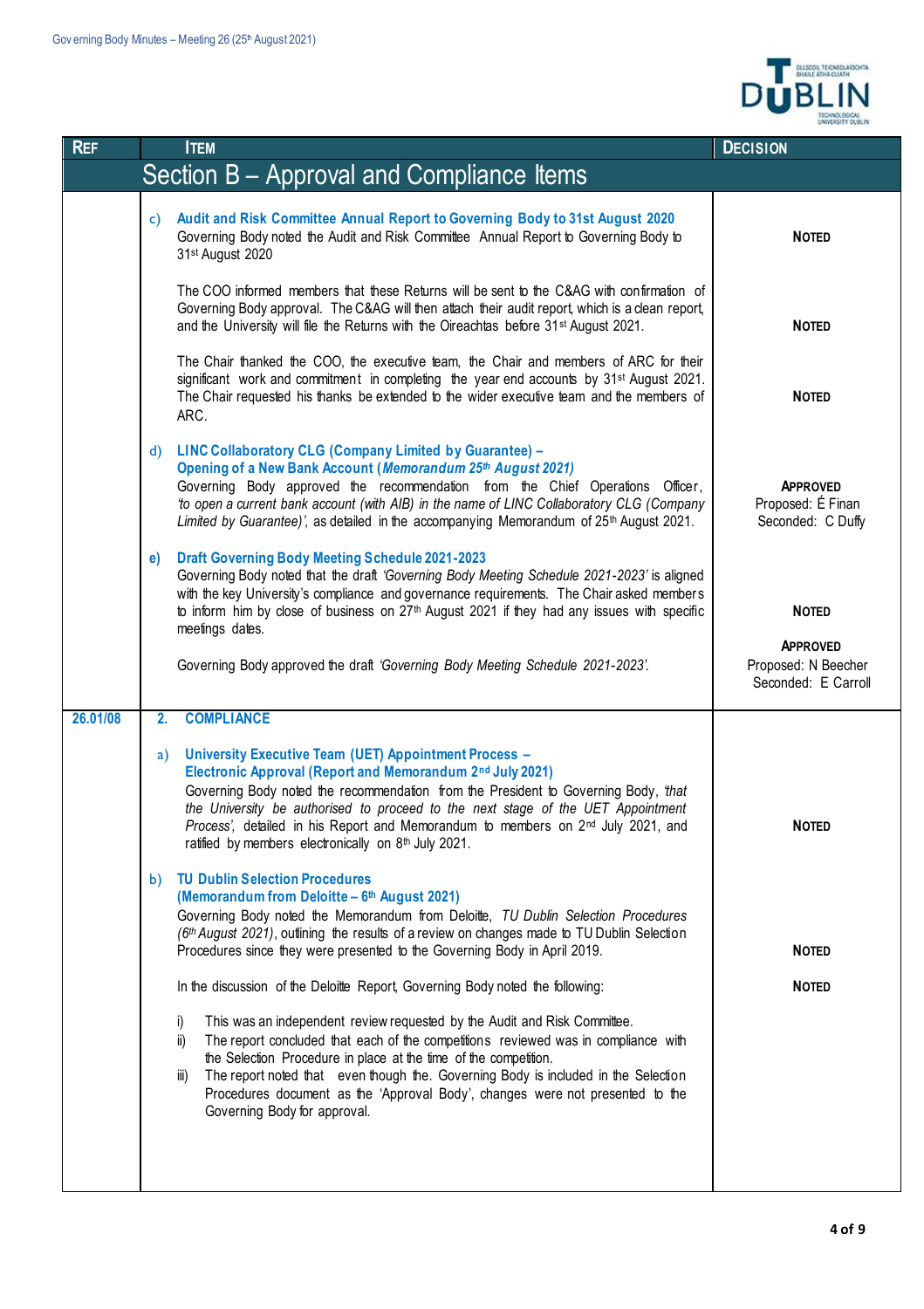| REF | ITEM | DECISION |
|---|---|---|
| | **Section B – Approval and Compliance Items** | |
| | c) **Audit and Risk Committee Annual Report to Governing Body to 31st August 2020**<br>Governing Body noted the Audit and Risk Committee Annual Report to Governing Body to 31st August 2020 | **NOTED** |
| | The COO informed members that these Returns will be sent to the C&AG with confirmation of Governing Body approval. The C&AG will then attach their audit report, which is a clean report, and the University will file the Returns with the Oireachtas before 31st August 2021. | **NOTED** |
| | The Chair thanked the COO, the executive team, the Chair and members of ARC for their significant work and commitment in completing the year end accounts by 31st August 2021. The Chair requested his thanks be extended to the wider executive team and the members of ARC. | **NOTED** |
| | d) **LINC Collaboratory CLG (Company Limited by Guarantee) – Opening of a New Bank Account (*Memorandum 25th August 2021*)**<br>Governing Body approved the recommendation from the Chief Operations Officer, *'to open a current bank account (with AIB) in the name of LINC Collaboratory CLG (Company Limited by Guarantee)'*, as detailed in the accompanying Memorandum of 25th August 2021. | **APPROVED**<br>Proposed: É Finan<br>Seconded: C Duffy |
| | e) **Draft Governing Body Meeting Schedule 2021-2023**<br>Governing Body noted that the draft *'Governing Body Meeting Schedule 2021-2023'* is aligned with the key University's compliance and governance requirements. The Chair asked members to inform him by close of business on 27th August 2021 if they had any issues with specific meetings dates. | **NOTED** |
| | Governing Body approved the draft *'Governing Body Meeting Schedule 2021-2023'.* | **APPROVED**<br>Proposed: N Beecher<br>Seconded: E Carroll |
| 26.01/08 | 2. **COMPLIANCE** | |
| | a) **University Executive Team (UET) Appointment Process – Electronic Approval (Report and Memorandum 2nd July 2021)**<br>Governing Body noted the recommendation from the President to Governing Body, *'that the University be authorised to proceed to the next stage of the UET Appointment Process'*, detailed in his Report and Memorandum to members on 2nd July 2021, and ratified by members electronically on 8th July 2021. | **NOTED** |
| | b) **TU Dublin Selection Procedures (Memorandum from Deloitte – 6th August 2021)**<br>Governing Body noted the Memorandum from Deloitte, *TU Dublin Selection Procedures (6th August 2021)*, outlining the results of a review on changes made to TU Dublin Selection Procedures since they were presented to the Governing Body in April 2019. | **NOTED** |
| | In the discussion of the Deloitte Report, Governing Body noted the following:<br>i) This was an independent review requested by the Audit and Risk Committee.<br>ii) The report concluded that each of the competitions reviewed was in compliance with the Selection Procedure in place at the time of the competition.<br>iii) The report noted that even though the Governing Body is included in the Selection Procedures document as the 'Approval Body', changes were not presented to the Governing Body for approval. | **NOTED** |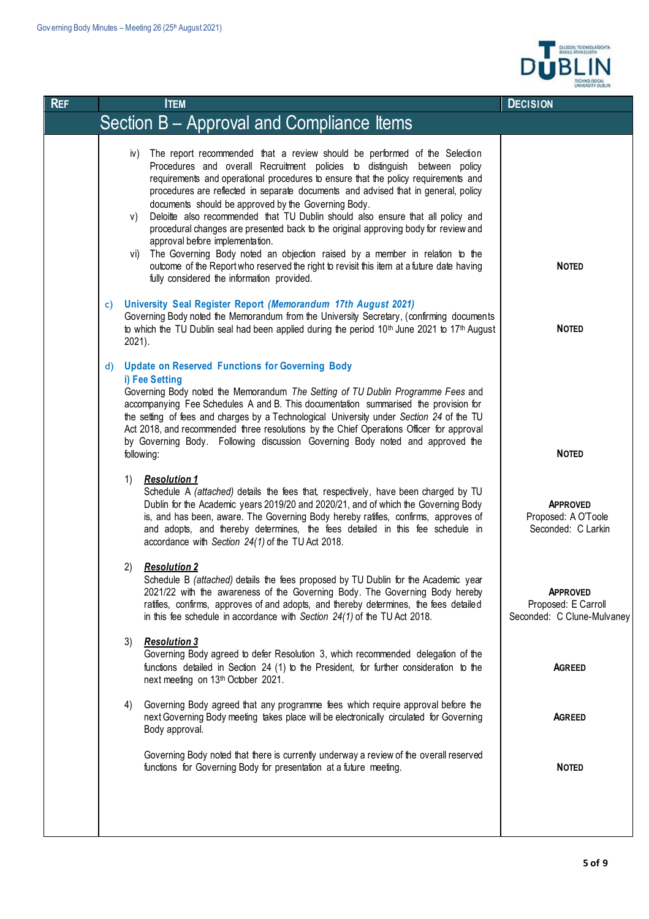| REF | ITEM | DECISION |
|---|---|---|
| | **Section B – Approval and Compliance Items** | |
| | iv) The report recommended that a review should be performed of the Selection Procedures and overall Recruitment policies to distinguish between policy requirements and operational procedures to ensure that the policy requirements and procedures are reflected in separate documents and advised that in general, policy documents should be approved by the Governing Body.<br>v) Deloitte also recommended that TU Dublin should also ensure that all policy and procedural changes are presented back to the original approving body for review and approval before implementation.<br>vi) The Governing Body noted an objection raised by a member in relation to the outcome of the Report who reserved the right to revisit this item at a future date having fully considered the information provided. | **NOTED** |
| | c) **University Seal Register Report *(Memorandum 17th August 2021)***<br>Governing Body noted the Memorandum from the University Secretary, (confirming documents to which the TU Dublin seal had been applied during the period 10th June 2021 to 17th August 2021). | **NOTED** |
| | d) **Update on Reserved Functions for Governing Body**<br>**i) Fee Setting**<br>Governing Body noted the Memorandum *The Setting of TU Dublin Programme Fees* and accompanying Fee Schedules A and B. This documentation summarised the provision for the setting of fees and charges by a Technological University under *Section 24* of the TU Act 2018, and recommended three resolutions by the Chief Operations Officer for approval by Governing Body. Following discussion Governing Body noted and approved the following: | **NOTED** |
| | 1) ***Resolution 1***<br>Schedule A *(attached)* details the fees that, respectively, have been charged by TU Dublin for the Academic years 2019/20 and 2020/21, and of which the Governing Body is, and has been, aware. The Governing Body hereby ratifies, confirms, approves of and adopts, and thereby determines, the fees detailed in this fee schedule in accordance with *Section 24(1)* of the TU Act 2018. | **APPROVED**<br>Proposed: A O'Toole<br>Seconded: C Larkin |
| | 2) ***Resolution 2***<br>Schedule B *(attached)* details the fees proposed by TU Dublin for the Academic year 2021/22 with the awareness of the Governing Body. The Governing Body hereby ratifies, confirms, approves of and adopts, and thereby determines, the fees detailed in this fee schedule in accordance with *Section 24(1)* of the TU Act 2018. | **APPROVED**<br>Proposed: E Carroll<br>Seconded: C Clune-Mulvaney |
| | 3) ***Resolution 3***<br>Governing Body agreed to defer Resolution 3, which recommended delegation of the functions detailed in Section 24 (1) to the President, for further consideration to the next meeting on 13th October 2021. | **AGREED** |
| | 4) Governing Body agreed that any programme fees which require approval before the next Governing Body meeting takes place will be electronically circulated for Governing Body approval. | **AGREED** |
| | Governing Body noted that there is currently underway a review of the overall reserved functions for Governing Body for presentation at a future meeting. | **NOTED** |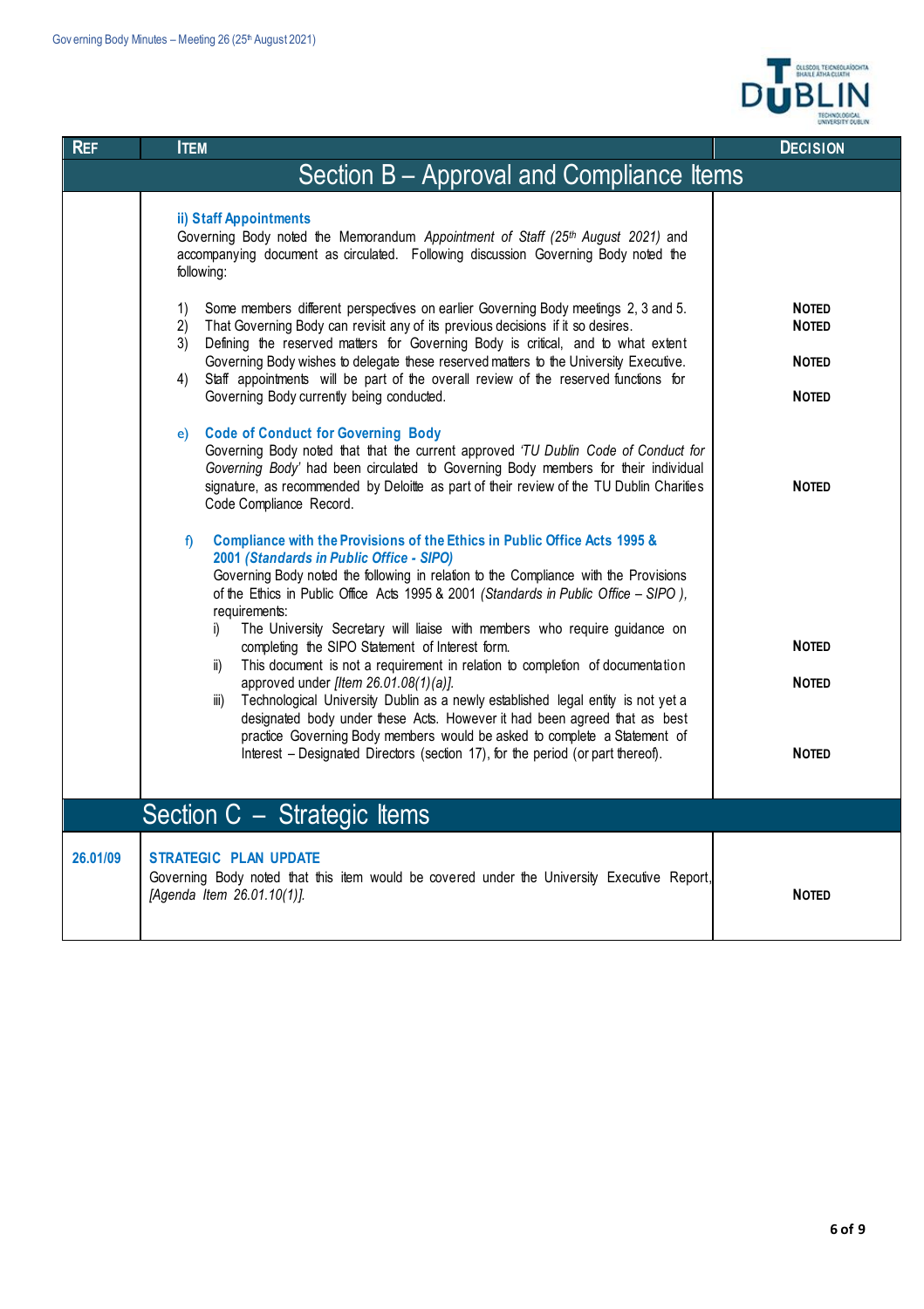| REF | ITEM | DECISION |
|---|---|---|
| | **Section B – Approval and Compliance Items** | |
| | **ii) Staff Appointments**<br>Governing Body noted the Memorandum *Appointment of Staff (25th August 2021)* and accompanying document as circulated. Following discussion Governing Body noted the following: | |
| | 1) Some members different perspectives on earlier Governing Body meetings 2, 3 and 5. | **NOTED** |
| | 2) That Governing Body can revisit any of its previous decisions if it so desires. | **NOTED** |
| | 3) Defining the reserved matters for Governing Body is critical, and to what extent Governing Body wishes to delegate these reserved matters to the University Executive. | **NOTED** |
| | 4) Staff appointments will be part of the overall review of the reserved functions for Governing Body currently being conducted. | **NOTED** |
| | e) **Code of Conduct for Governing Body**<br>Governing Body noted that that the current approved *'TU Dublin Code of Conduct for Governing Body'* had been circulated to Governing Body members for their individual signature, as recommended by Deloitte as part of their review of the TU Dublin Charities Code Compliance Record. | **NOTED** |
| | f) **Compliance with the Provisions of the Ethics in Public Office Acts 1995 & 2001 *(Standards in Public Office - SIPO)***<br>Governing Body noted the following in relation to the Compliance with the Provisions of the Ethics in Public Office Acts 1995 & 2001 *(Standards in Public Office – SIPO ),* requirements: | |
| | i) The University Secretary will liaise with members who require guidance on completing the SIPO Statement of Interest form. | **NOTED** |
| | ii) This document is not a requirement in relation to completion of documentation approved under *[Item 26.01.08(1)(a)].* | **NOTED** |
| | iii) Technological University Dublin as a newly established legal entity is not yet a designated body under these Acts. However it had been agreed that as best practice Governing Body members would be asked to complete a Statement of Interest – Designated Directors (section 17), for the period (or part thereof). | **NOTED** |
| | **Section C – Strategic Items** | |
| **26.01/09** | **STRATEGIC PLAN UPDATE**<br>Governing Body noted that this item would be covered under the University Executive Report, *[Agenda Item 26.01.10(1)].* | **NOTED** |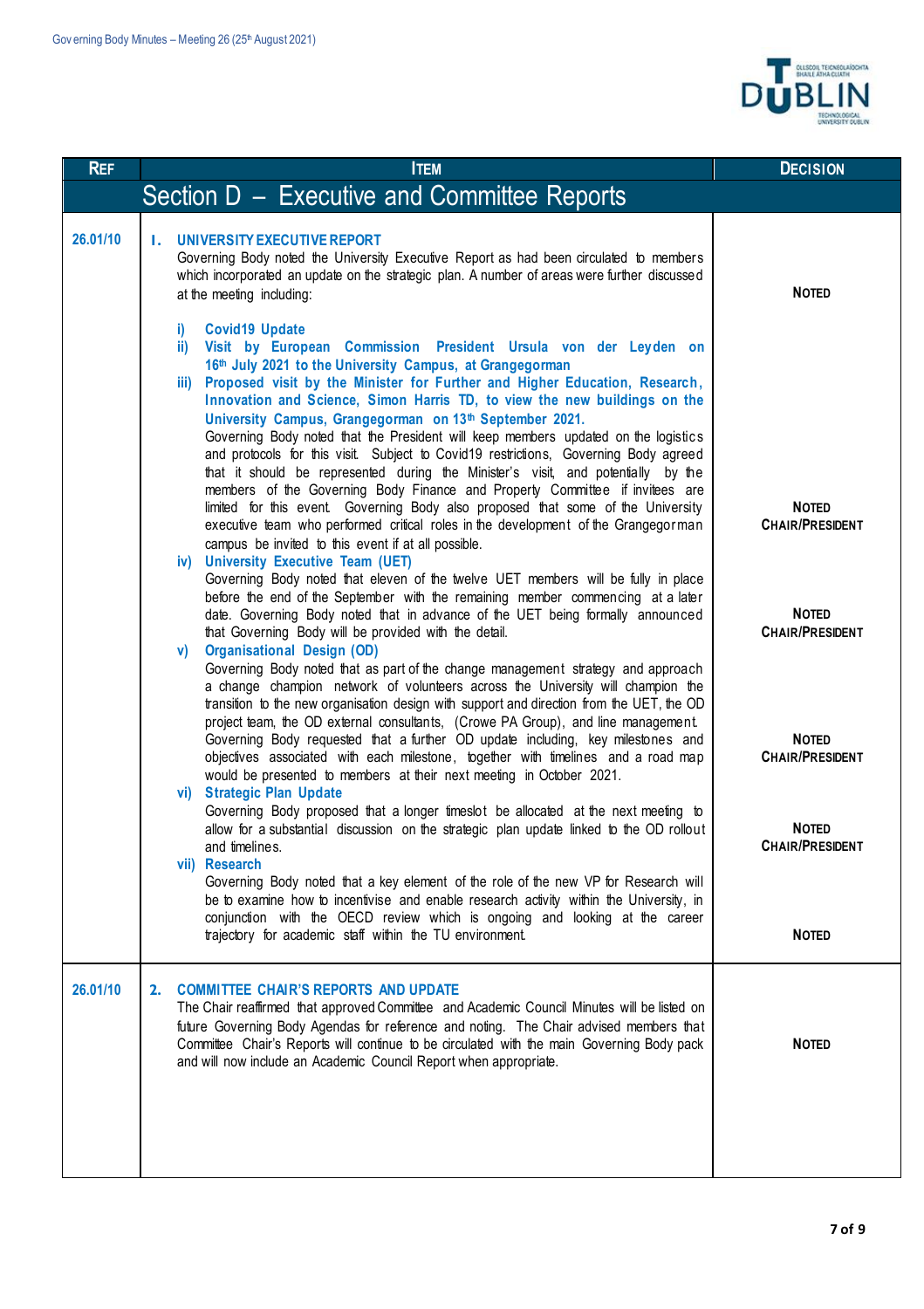| Ref | Item | Decision |
|---|---|---|
| **Section D – Executive and Committee Reports** | | |
| 26.01/10 | **1. UNIVERSITY EXECUTIVE REPORT**<br>Governing Body noted the University Executive Report as had been circulated to members which incorporated an update on the strategic plan. A number of areas were further discussed at the meeting including:<br><br>i) **Covid19 Update**<br>ii) **Visit by European Commission President Ursula von der Leyden on 16th July 2021 to the University Campus, at Grangegorman**<br>iii) **Proposed visit by the Minister for Further and Higher Education, Research, Innovation and Science, Simon Harris TD, to view the new buildings on the University Campus, Grangegorman on 13th September 2021.**<br>Governing Body noted that the President will keep members updated on the logistics and protocols for this visit. Subject to Covid19 restrictions, Governing Body agreed that it should be represented during the Minister's visit, and potentially by the members of the Governing Body Finance and Property Committee if invitees are limited for this event. Governing Body also proposed that some of the University executive team who performed critical roles in the development of the Grangegorman campus be invited to this event if at all possible.<br>iv) **University Executive Team (UET)**<br>Governing Body noted that eleven of the twelve UET members will be fully in place before the end of the September with the remaining member commencing at a later date. Governing Body noted that in advance of the UET being formally announced that Governing Body will be provided with the detail.<br>v) **Organisational Design (OD)**<br>Governing Body noted that as part of the change management strategy and approach a change champion network of volunteers across the University will champion the transition to the new organisation design with support and direction from the UET, the OD project team, the OD external consultants, (Crowe PA Group), and line management. Governing Body requested that a further OD update including, key milestones and objectives associated with each milestone, together with timelines and a road map would be presented to members at their next meeting in October 2021.<br>vi) **Strategic Plan Update**<br>Governing Body proposed that a longer timeslot be allocated at the next meeting to allow for a substantial discussion on the strategic plan update linked to the OD rollout and timelines.<br>vii) **Research**<br>Governing Body noted that a key element of the role of the new VP for Research will be to examine how to incentivise and enable research activity within the University, in conjunction with the OECD review which is ongoing and looking at the career trajectory for academic staff within the TU environment. | **NOTED**<br><br>**NOTED**<br>**CHAIR/PRESIDENT**<br><br>**NOTED**<br>**CHAIR/PRESIDENT**<br><br>**NOTED**<br>**CHAIR/PRESIDENT**<br><br>**NOTED**<br>**CHAIR/PRESIDENT**<br><br>**NOTED** |
| 26.01/10 | **2. COMMITTEE CHAIR'S REPORTS AND UPDATE**<br>The Chair reaffirmed that approved Committee and Academic Council Minutes will be listed on future Governing Body Agendas for reference and noting. The Chair advised members that Committee Chair's Reports will continue to be circulated with the main Governing Body pack and will now include an Academic Council Report when appropriate. | **NOTED** |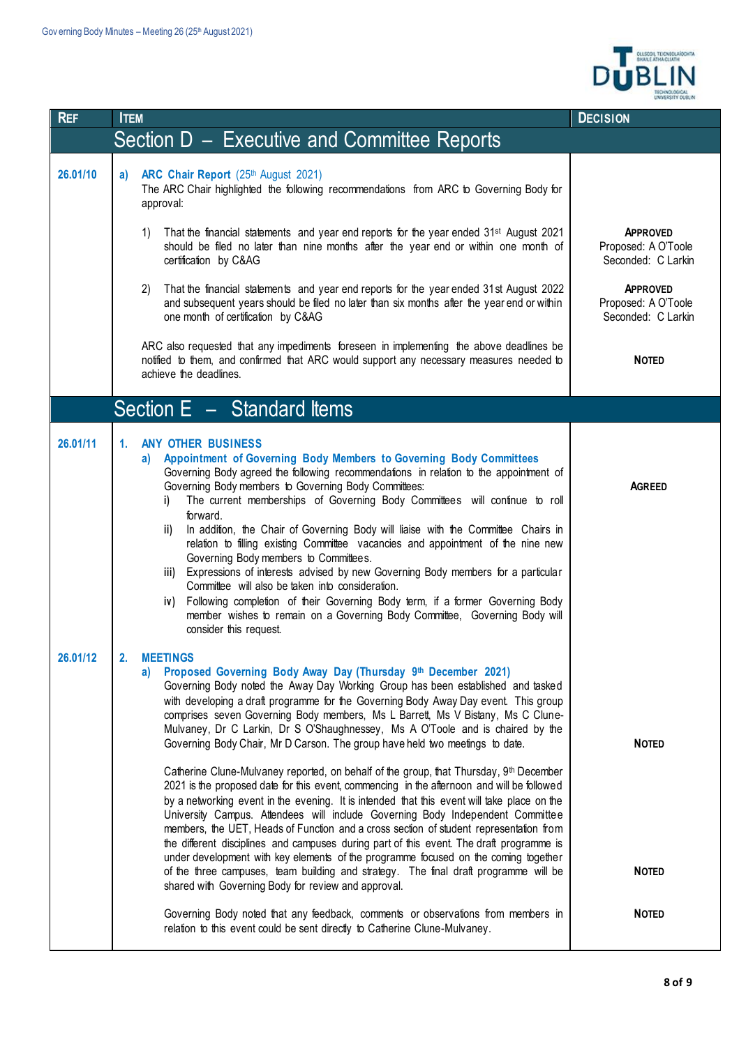| Ref | Item | Decision |
|---|---|---|
| | **Section D – Executive and Committee Reports** | |
| 26.01/10 | **a) ARC Chair Report** (25th August 2021)<br>The ARC Chair highlighted the following recommendations from ARC to Governing Body for approval: | |
| | 1) That the financial statements and year end reports for the year ended 31st August 2021 should be filed no later than nine months after the year end or within one month of certification by C&AG | **APPROVED**<br>Proposed: A O'Toole<br>Seconded: C Larkin |
| | 2) That the financial statements and year end reports for the year ended 31st August 2022 and subsequent years should be filed no later than six months after the year end or within one month of certification by C&AG | **APPROVED**<br>Proposed: A O'Toole<br>Seconded: C Larkin |
| | ARC also requested that any impediments foreseen in implementing the above deadlines be notified to them, and confirmed that ARC would support any necessary measures needed to achieve the deadlines. | **NOTED** |
| | **Section E – Standard Items** | |
| 26.01/11 | **1. ANY OTHER BUSINESS**<br>**a) Appointment of Governing Body Members to Governing Body Committees**<br>Governing Body agreed the following recommendations in relation to the appointment of Governing Body members to Governing Body Committees:<br>i) The current memberships of Governing Body Committees will continue to roll forward.<br>ii) In addition, the Chair of Governing Body will liaise with the Committee Chairs in relation to filling existing Committee vacancies and appointment of the nine new Governing Body members to Committees.<br>iii) Expressions of interests advised by new Governing Body members for a particular Committee will also be taken into consideration.<br>iv) Following completion of their Governing Body term, if a former Governing Body member wishes to remain on a Governing Body Committee, Governing Body will consider this request. | **AGREED** |
| 26.01/12 | **2. MEETINGS**<br>**a) Proposed Governing Body Away Day (Thursday 9th December 2021)**<br>Governing Body noted the Away Day Working Group has been established and tasked with developing a draft programme for the Governing Body Away Day event. This group comprises seven Governing Body members, Ms L Barrett, Ms V Bistany, Ms C Clune-Mulvaney, Dr C Larkin, Dr S O'Shaughnessey, Ms A O'Toole and is chaired by the Governing Body Chair, Mr D Carson. The group have held two meetings to date. | **NOTED** |
| | Catherine Clune-Mulvaney reported, on behalf of the group, that Thursday, 9th December 2021 is the proposed date for this event, commencing in the afternoon and will be followed by a networking event in the evening. It is intended that this event will take place on the University Campus. Attendees will include Governing Body Independent Committee members, the UET, Heads of Function and a cross section of student representation from the different disciplines and campuses during part of this event. The draft programme is under development with key elements of the programme focused on the coming together of the three campuses, team building and strategy. The final draft programme will be shared with Governing Body for review and approval. | **NOTED** |
| | Governing Body noted that any feedback, comments or observations from members in relation to this event could be sent directly to Catherine Clune-Mulvaney. | **NOTED** |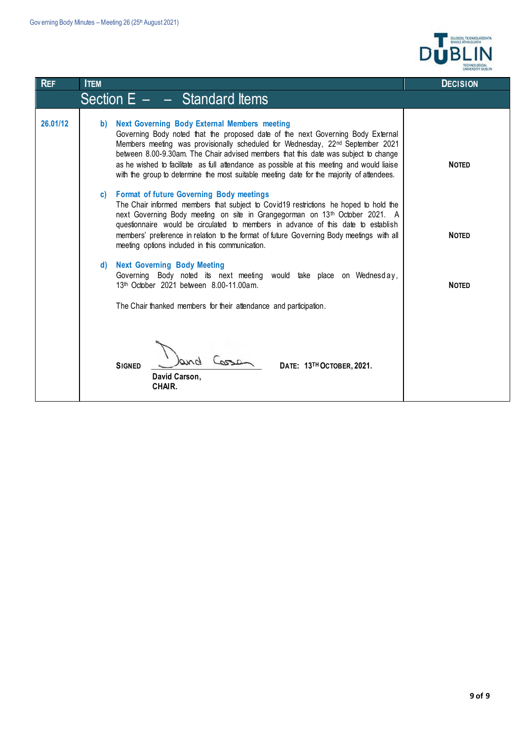| REF | ITEM | DECISION |
|---|---|---|
| | **Section E – – Standard Items** | |
| 26.01/12 | **b) Next Governing Body External Members meeting**<br>Governing Body noted that the proposed date of the next Governing Body External Members meeting was provisionally scheduled for Wednesday, 22nd September 2021 between 8.00-9.30am. The Chair advised members that this date was subject to change as he wished to facilitate as full attendance as possible at this meeting and would liaise with the group to determine the most suitable meeting date for the majority of attendees. | **NOTED** |
| | **c) Format of future Governing Body meetings**<br>The Chair informed members that subject to Covid19 restrictions he hoped to hold the next Governing Body meeting on site in Grangegorman on 13th October 2021. A questionnaire would be circulated to members in advance of this date to establish members' preference in relation to the format of future Governing Body meetings with all meeting options included in this communication. | **NOTED** |
| | **d) Next Governing Body Meeting**<br>Governing Body noted its next meeting would take place on Wednesday, 13th October 2021 between 8.00-11.00am.<br><br>The Chair thanked members for their attendance and participation.<br><br>**SIGNED** David Carson **DATE: 13TH OCTOBER, 2021.**<br>**David Carson,**<br>**CHAIR.** | **NOTED** |